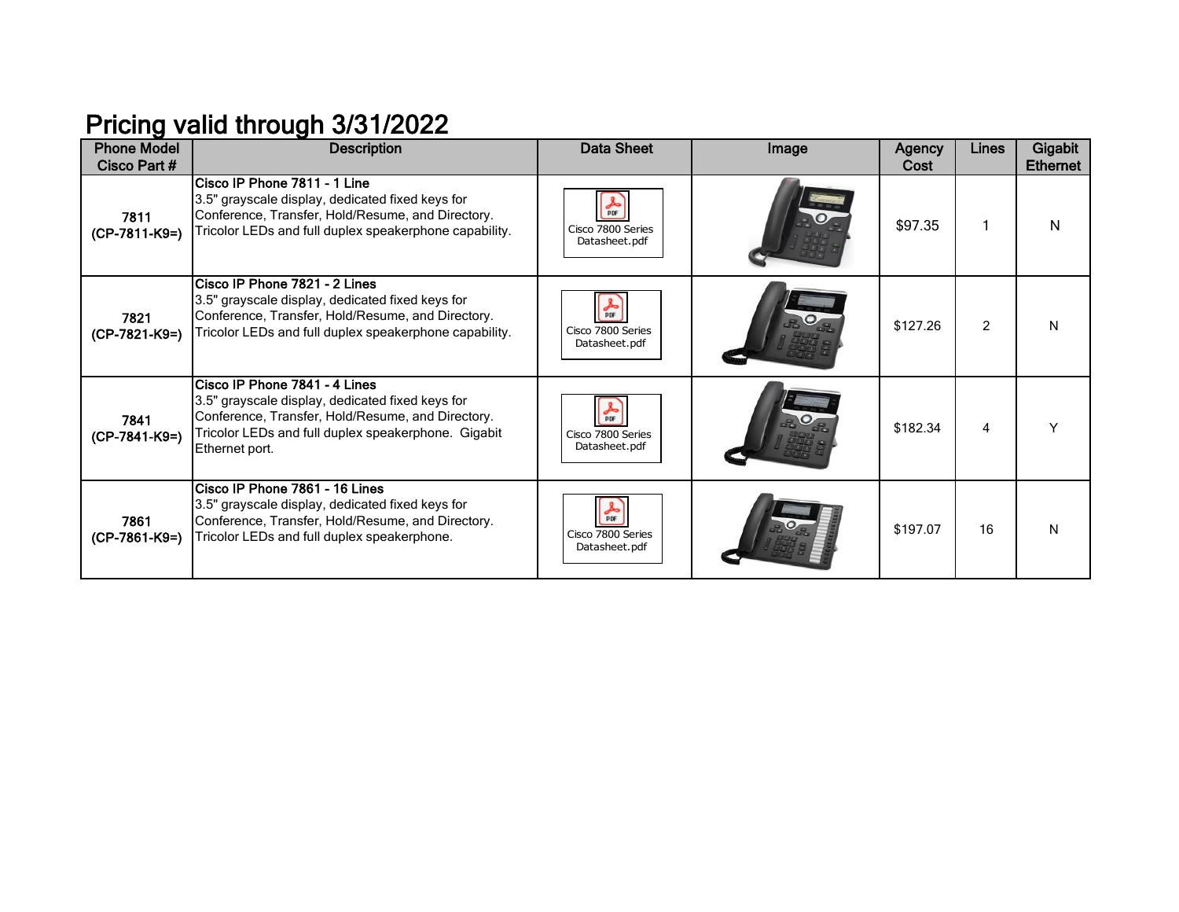# Pricing valid through 3/31/2022

| Phone Model Cisco Part # | Description | Data Sheet | Image | Agency Cost | Lines | Gigabit Ethernet |
|---|---|---|---|---|---|---|
| **7811 (CP-7811-K9=)** | **Cisco IP Phone 7811 - 1 Line** 3.5" grayscale display, dedicated fixed keys for Conference, Transfer, Hold/Resume, and Directory. Tricolor LEDs and full duplex speakerphone capability. | Cisco 7800 Series Datasheet.pdf | | $97.35 | 1 | N |
| **7821 (CP-7821-K9=)** | **Cisco IP Phone 7821 - 2 Lines** 3.5" grayscale display, dedicated fixed keys for Conference, Transfer, Hold/Resume, and Directory. Tricolor LEDs and full duplex speakerphone capability. | Cisco 7800 Series Datasheet.pdf | | $127.26 | 2 | N |
| **7841 (CP-7841-K9=)** | **Cisco IP Phone 7841 - 4 Lines** 3.5" grayscale display, dedicated fixed keys for Conference, Transfer, Hold/Resume, and Directory. Tricolor LEDs and full duplex speakerphone. Gigabit Ethernet port. | Cisco 7800 Series Datasheet.pdf | | $182.34 | 4 | Y |
| **7861 (CP-7861-K9=)** | **Cisco IP Phone 7861 - 16 Lines** 3.5" grayscale display, dedicated fixed keys for Conference, Transfer, Hold/Resume, and Directory. Tricolor LEDs and full duplex speakerphone. | Cisco 7800 Series Datasheet.pdf | | $197.07 | 16 | N |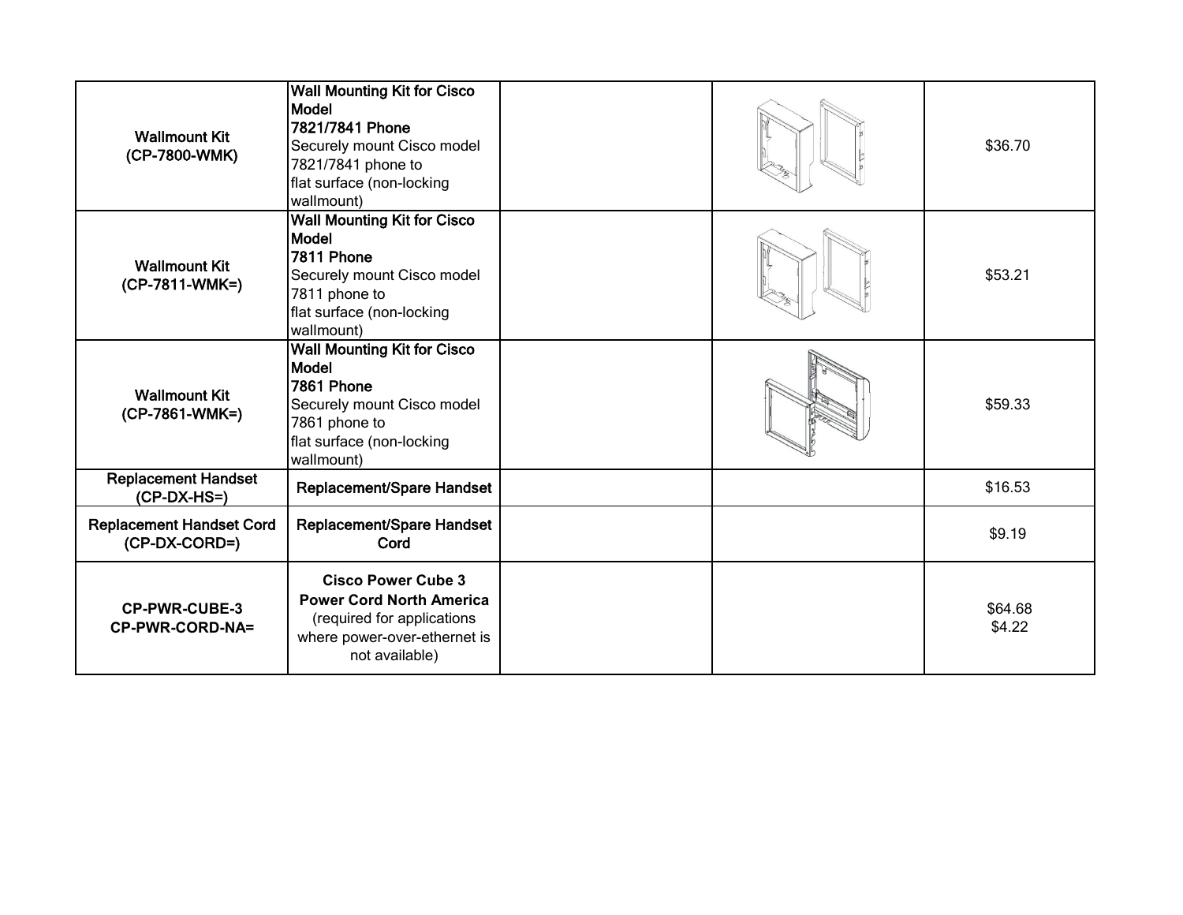| | | | | |
|---|---|---|---|---|
| **Wallmount Kit (CP-7800-WMK)** | **Wall Mounting Kit for Cisco Model 7821/7841 Phone** Securely mount Cisco model 7821/7841 phone to flat surface (non-locking wallmount) | | | $36.70 |
| **Wallmount Kit (CP-7811-WMK=)** | **Wall Mounting Kit for Cisco Model 7811 Phone** Securely mount Cisco model 7811 phone to flat surface (non-locking wallmount) | | | $53.21 |
| **Wallmount Kit (CP-7861-WMK=)** | **Wall Mounting Kit for Cisco Model 7861 Phone** Securely mount Cisco model 7861 phone to flat surface (non-locking wallmount) | | | $59.33 |
| **Replacement Handset (CP-DX-HS=)** | **Replacement/Spare Handset** | | | $16.53 |
| **Replacement Handset Cord (CP-DX-CORD=)** | **Replacement/Spare Handset Cord** | | | $9.19 |
| **CP-PWR-CUBE-3 CP-PWR-CORD-NA=** | **Cisco Power Cube 3 Power Cord North America** (required for applications where power-over-ethernet is not available) | | | $64.68 $4.22 |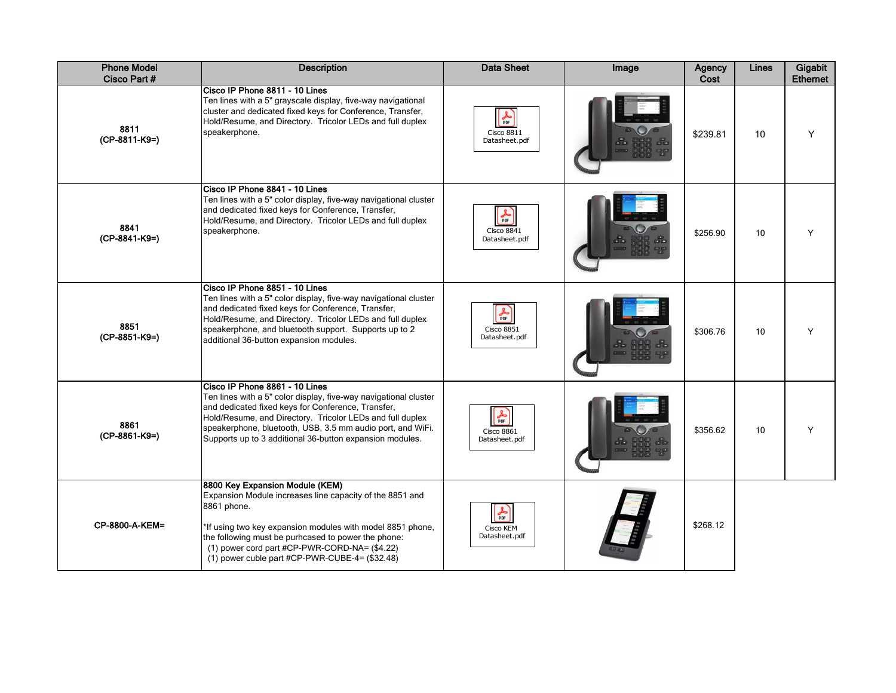| Phone Model Cisco Part # | Description | Data Sheet | Image | Agency Cost | Lines | Gigabit Ethernet |
|---|---|---|---|---|---|---|
| 8811 (CP-8811-K9=) | **Cisco IP Phone 8811 - 10 Lines** Ten lines with a 5" grayscale display, five-way navigational cluster and dedicated fixed keys for Conference, Transfer, Hold/Resume, and Directory. Tricolor LEDs and full duplex speakerphone. | Cisco 8811 Datasheet.pdf | | $239.81 | 10 | Y |
| 8841 (CP-8841-K9=) | **Cisco IP Phone 8841 - 10 Lines** Ten lines with a 5" color display, five-way navigational cluster and dedicated fixed keys for Conference, Transfer, Hold/Resume, and Directory. Tricolor LEDs and full duplex speakerphone. | Cisco 8841 Datasheet.pdf | | $256.90 | 10 | Y |
| 8851 (CP-8851-K9=) | **Cisco IP Phone 8851 - 10 Lines** Ten lines with a 5" color display, five-way navigational cluster and dedicated fixed keys for Conference, Transfer, Hold/Resume, and Directory. Tricolor LEDs and full duplex speakerphone, and bluetooth support. Supports up to 2 additional 36-button expansion modules. | Cisco 8851 Datasheet.pdf | | $306.76 | 10 | Y |
| 8861 (CP-8861-K9=) | **Cisco IP Phone 8861 - 10 Lines** Ten lines with a 5" color display, five-way navigational cluster and dedicated fixed keys for Conference, Transfer, Hold/Resume, and Directory. Tricolor LEDs and full duplex speakerphone, bluetooth, USB, 3.5 mm audio port, and WiFi. Supports up to 3 additional 36-button expansion modules. | Cisco 8861 Datasheet.pdf | | $356.62 | 10 | Y |
| CP-8800-A-KEM= | **8800 Key Expansion Module (KEM)** Expansion Module increases line capacity of the 8851 and 8861 phone. *If using two key expansion modules with model 8851 phone, the following must be purhcased to power the phone: (1) power cord part #CP-PWR-CORD-NA= ($4.22) (1) power cuble part #CP-PWR-CUBE-4= ($32.48) | Cisco KEM Datasheet.pdf | | $268.12 | | |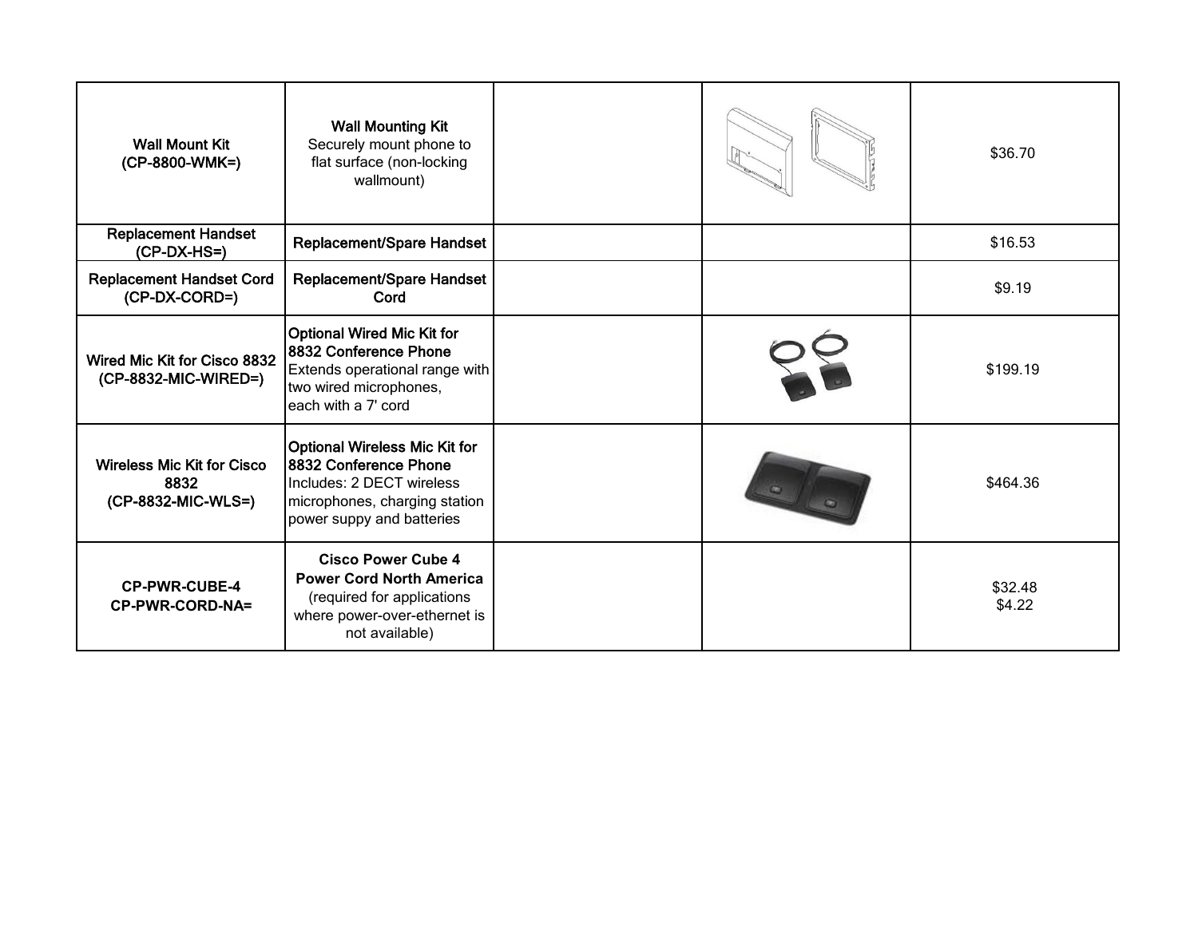| | | | | |
|---|---|---|---|---|
| **Wall Mount Kit (CP-8800-WMK=)** | **Wall Mounting Kit** Securely mount phone to flat surface (non-locking wallmount) | | | $36.70 |
| **Replacement Handset (CP-DX-HS=)** | **Replacement/Spare Handset** | | | $16.53 |
| **Replacement Handset Cord (CP-DX-CORD=)** | **Replacement/Spare Handset Cord** | | | $9.19 |
| **Wired Mic Kit for Cisco 8832 (CP-8832-MIC-WIRED=)** | **Optional Wired Mic Kit for 8832 Conference Phone** Extends operational range with two wired microphones, each with a 7' cord | | | $199.19 |
| **Wireless Mic Kit for Cisco 8832 (CP-8832-MIC-WLS=)** | **Optional Wireless Mic Kit for 8832 Conference Phone** Includes: 2 DECT wireless microphones, charging station power suppy and batteries | | | $464.36 |
| **CP-PWR-CUBE-4** **CP-PWR-CORD-NA=** | **Cisco Power Cube 4** **Power Cord North America** (required for applications where power-over-ethernet is not available) | | | $32.48 $4.22 |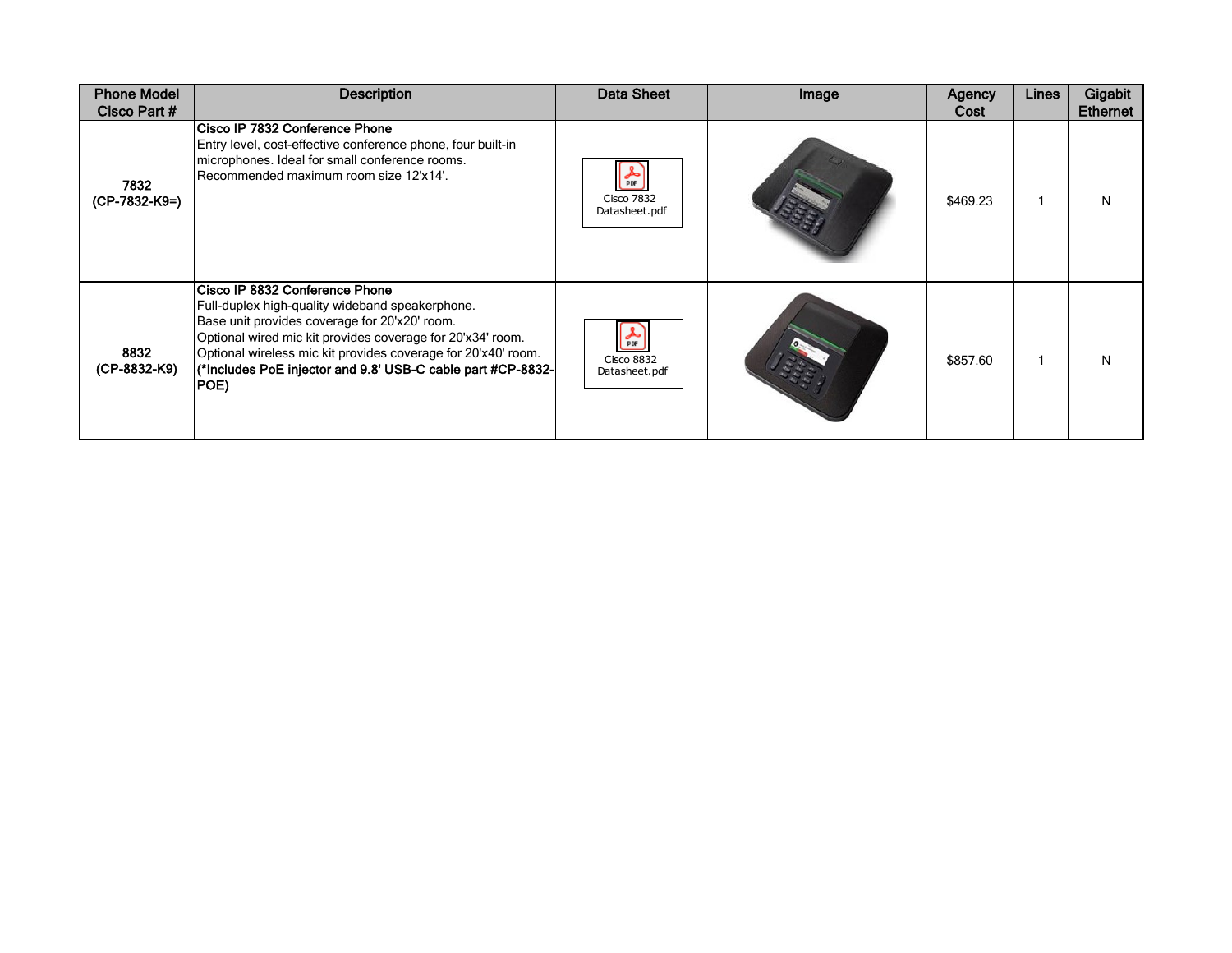| Phone Model Cisco Part # | Description | Data Sheet | Image | Agency Cost | Lines | Gigabit Ethernet |
|---|---|---|---|---|---|---|
| **7832 (CP-7832-K9=)** | **Cisco IP 7832 Conference Phone**<br>Entry level, cost-effective conference phone, four built-in microphones. Ideal for small conference rooms.<br>Recommended maximum room size 12'x14'. | Cisco 7832 Datasheet.pdf | | $469.23 | 1 | N |
| **8832 (CP-8832-K9)** | **Cisco IP 8832 Conference Phone**<br>Full-duplex high-quality wideband speakerphone.<br>Base unit provides coverage for 20'x20' room.<br>Optional wired mic kit provides coverage for 20'x34' room.<br>Optional wireless mic kit provides coverage for 20'x40' room.<br>**(*Includes PoE injector and 9.8' USB-C cable part #CP-8832-POE)** | Cisco 8832 Datasheet.pdf | | $857.60 | 1 | N |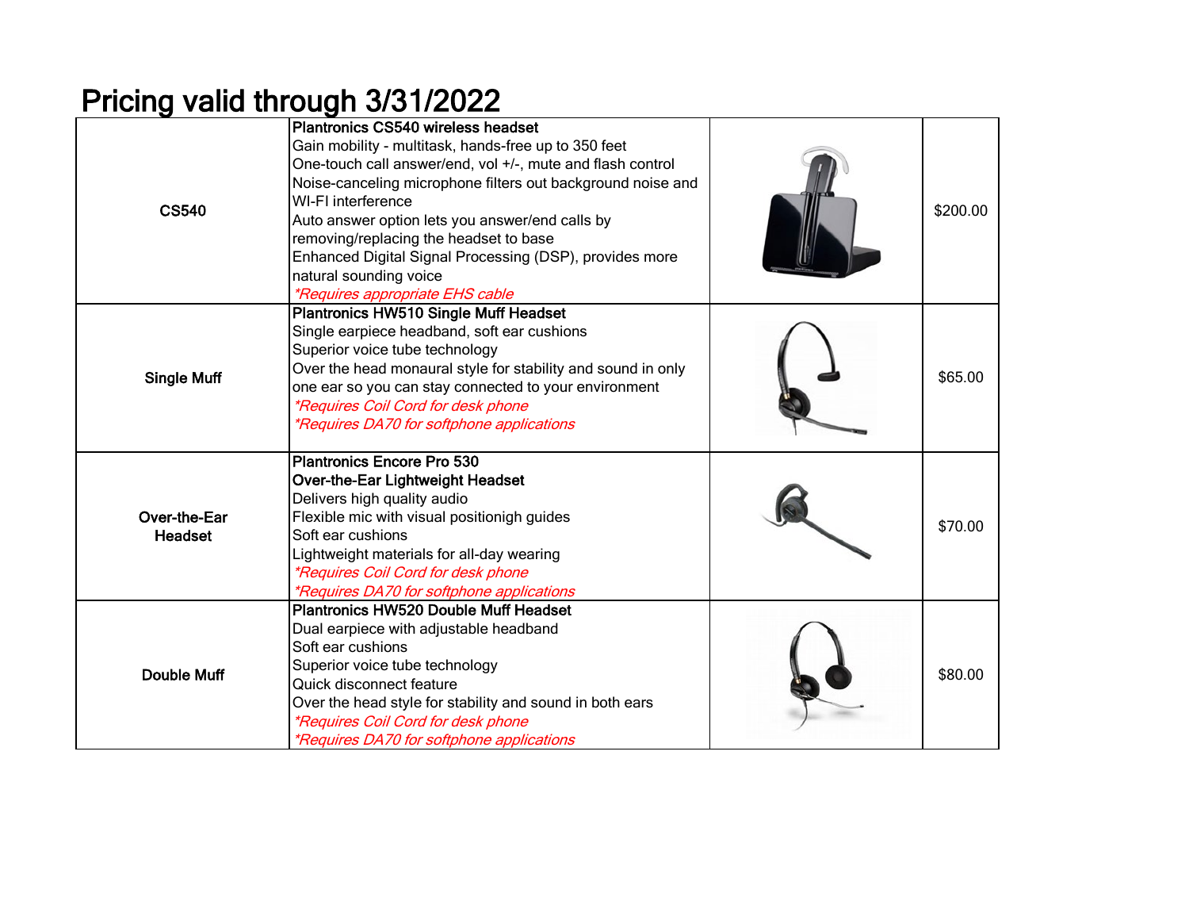# Pricing valid through 3/31/2022

| | | | |
|---|---|---|---|
| CS540 | **Plantronics CS540 wireless headset**<br>Gain mobility - multitask, hands-free up to 350 feet<br>One-touch call answer/end, vol +/-, mute and flash control<br>Noise-canceling microphone filters out background noise and WI-FI interference<br>Auto answer option lets you answer/end calls by removing/replacing the headset to base<br>Enhanced Digital Signal Processing (DSP), provides more natural sounding voice<br>*\*Requires appropriate EHS cable* | | $200.00 |
| Single Muff | **Plantronics HW510 Single Muff Headset**<br>Single earpiece headband, soft ear cushions<br>Superior voice tube technology<br>Over the head monaural style for stability and sound in only one ear so you can stay connected to your environment<br>*\*Requires Coil Cord for desk phone*<br>*\*Requires DA70 for softphone applications* | | $65.00 |
| Over-the-Ear Headset | **Plantronics Encore Pro 530**<br>**Over-the-Ear Lightweight Headset**<br>Delivers high quality audio<br>Flexible mic with visual positionigh guides<br>Soft ear cushions<br>Lightweight materials for all-day wearing<br>*\*Requires Coil Cord for desk phone*<br>*\*Requires DA70 for softphone applications* | | $70.00 |
| Double Muff | **Plantronics HW520 Double Muff Headset**<br>Dual earpiece with adjustable headband<br>Soft ear cushions<br>Superior voice tube technology<br>Quick disconnect feature<br>Over the head style for stability and sound in both ears<br>*\*Requires Coil Cord for desk phone*<br>*\*Requires DA70 for softphone applications* | | $80.00 |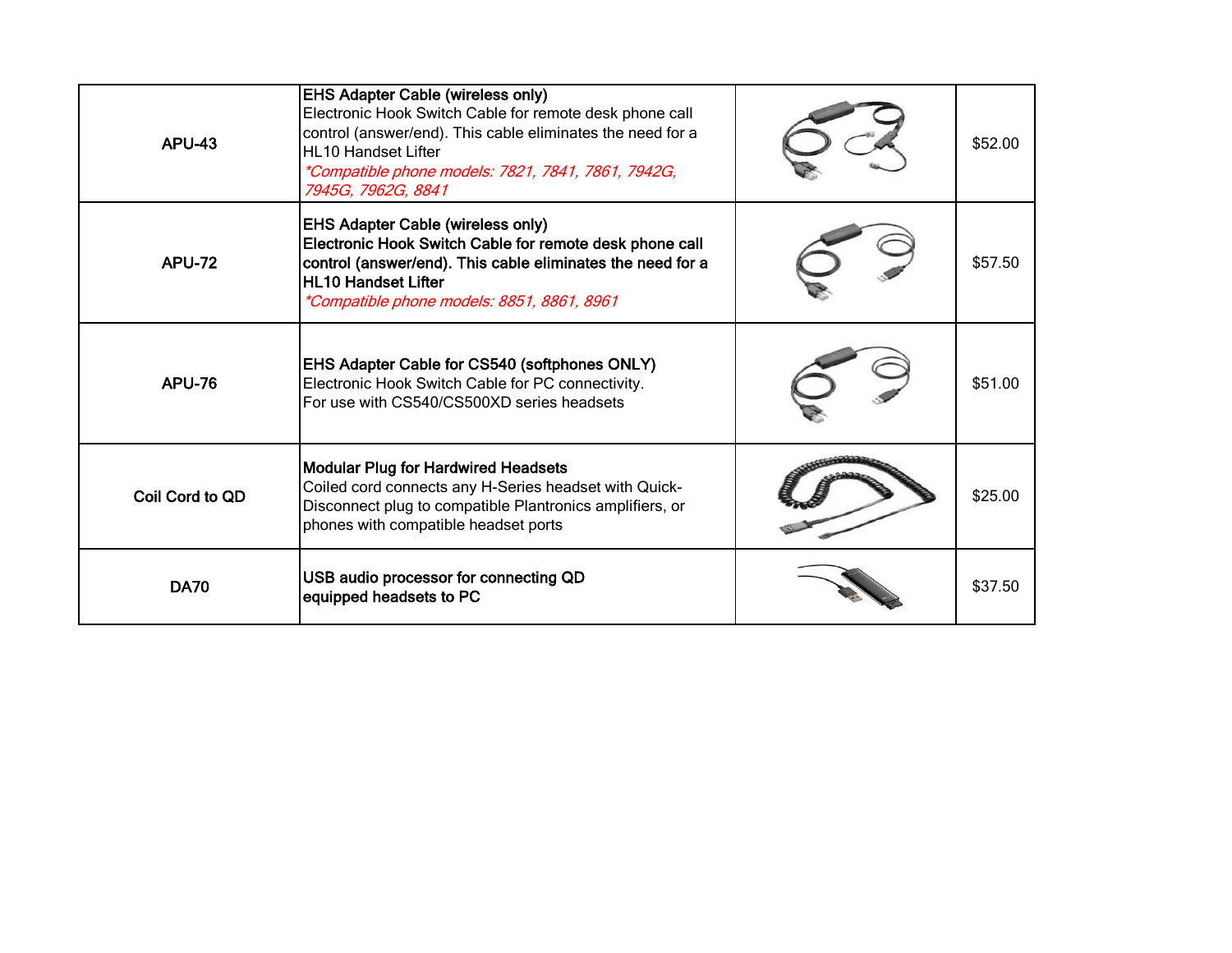| | | | |
|---|---|---|---|
| APU-43 | **EHS Adapter Cable (wireless only)**<br>Electronic Hook Switch Cable for remote desk phone call control (answer/end). This cable eliminates the need for a HL10 Handset Lifter<br>*\*Compatible phone models: 7821, 7841, 7861, 7942G, 7945G, 7962G, 8841* | | $52.00 |
| APU-72 | **EHS Adapter Cable (wireless only)**<br>**Electronic Hook Switch Cable for remote desk phone call control (answer/end). This cable eliminates the need for a HL10 Handset Lifter**<br>*\*Compatible phone models: 8851, 8861, 8961* | | $57.50 |
| APU-76 | **EHS Adapter Cable for CS540 (softphones ONLY)**<br>Electronic Hook Switch Cable for PC connectivity.<br>For use with CS540/CS500XD series headsets | | $51.00 |
| Coil Cord to QD | **Modular Plug for Hardwired Headsets**<br>Coiled cord connects any H-Series headset with Quick-Disconnect plug to compatible Plantronics amplifiers, or phones with compatible headset ports | | $25.00 |
| DA70 | **USB audio processor for connecting QD equipped headsets to PC** | | $37.50 |